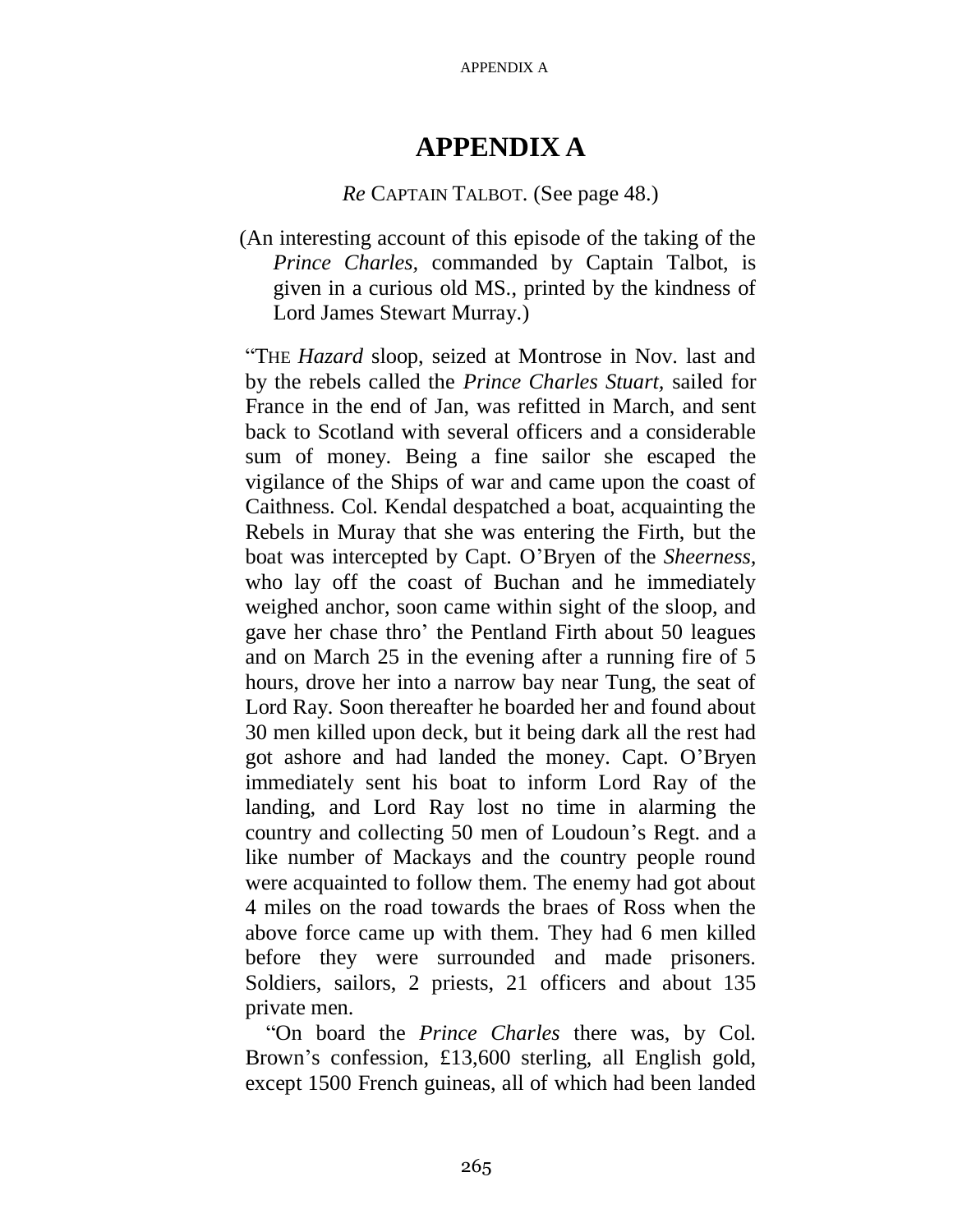# APPENDIX A

*Re* CAPTAIN TALBOT. (See page 48.)

(An interesting account of this episode of the taking of the *Prince Charles,* commanded by Captain Talbot, is given in a curious old MS., printed by the kindness of Lord James Stewart Murray.)

"THE *Hazard* sloop, seized at Montrose in Nov. last and by the rebels called the *Prince Charles Stuart,* sailed for France in the end of Jan, was refitted in March, and sent back to Scotland with several officers and a considerable sum of money. Being a fine sailor she escaped the vigilance of the Ships of war and came upon the coast of Caithness. Col. Kendal despatched a boat, acquainting the Rebels in Muray that she was entering the Firth, but the boat was intercepted by Capt. O'Bryen of the *Sheerness,* who lay off the coast of Buchan and he immediately weighed anchor, soon came within sight of the sloop, and gave her chase thro' the Pentland Firth about 50 leagues and on March 25 in the evening after a running fire of 5 hours, drove her into a narrow bay near Tung, the seat of Lord Ray. Soon thereafter he boarded her and found about 30 men killed upon deck, but it being dark all the rest had got ashore and had landed the money. Capt. O'Bryen immediately sent his boat to inform Lord Ray of the landing, and Lord Ray lost no time in alarming the country and collecting 50 men of Loudoun's Regt. and a like number of Mackays and the country people round were acquainted to follow them. The enemy had got about 4 miles on the road towards the braes of Ross when the above force came up with them. They had 6 men killed before they were surrounded and made prisoners. Soldiers, sailors, 2 priests, 21 officers and about 135 private men.

"On board the *Prince Charles* there was, by Col. Brown's confession, £13,600 sterling, all English gold, except 1500 French guineas, all of which had been landed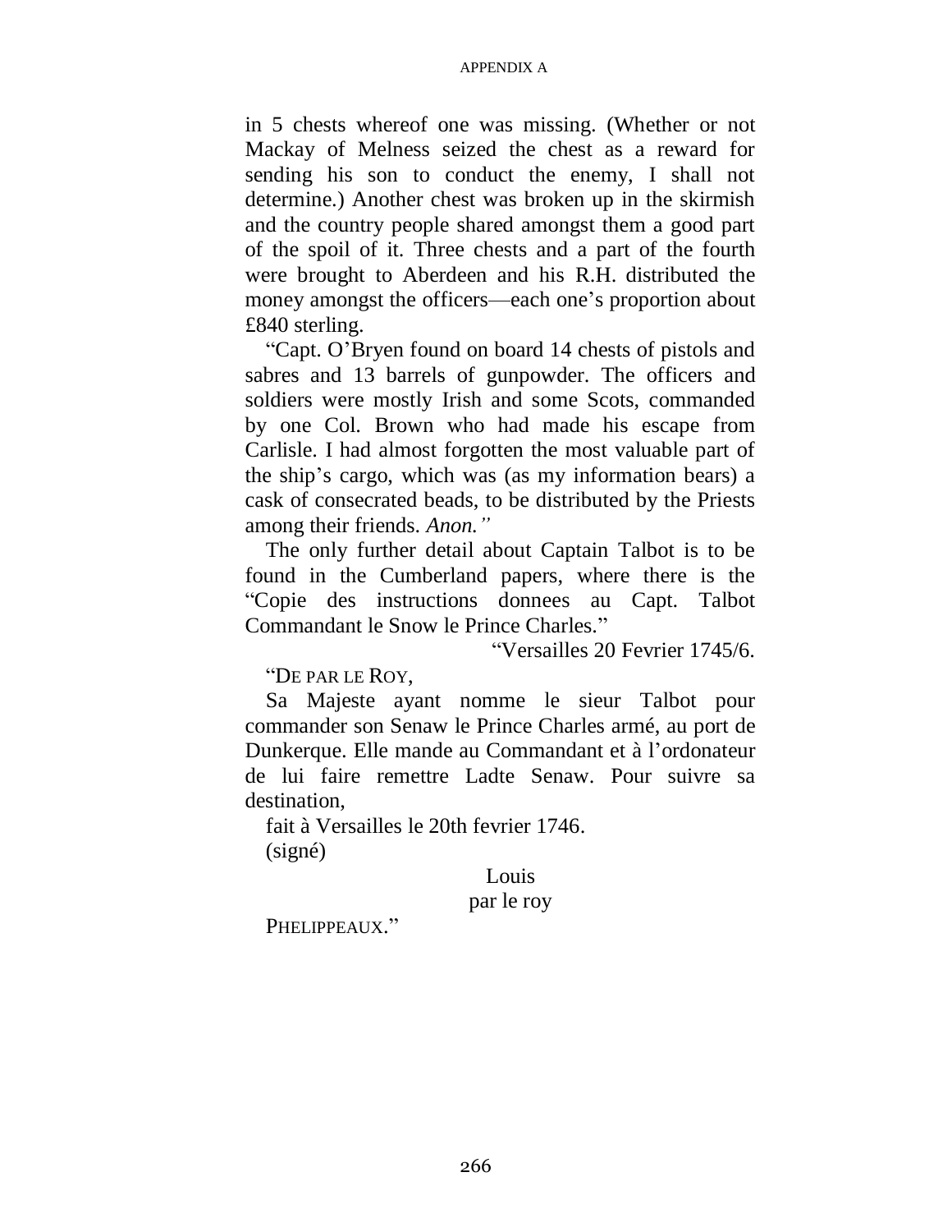in 5 chests whereof one was missing. (Whether or not Mackay of Melness seized the chest as a reward for sending his son to conduct the enemy, I shall not determine.) Another chest was broken up in the skirmish and the country people shared amongst them a good part of the spoil of it. Three chests and a part of the fourth were brought to Aberdeen and his R.H. distributed the money amongst the officers—each one's proportion about £840 sterling.

"Capt. O'Bryen found on board 14 chests of pistols and sabres and 13 barrels of gunpowder. The officers and soldiers were mostly Irish and some Scots, commanded by one Col. Brown who had made his escape from Carlisle. I had almost forgotten the most valuable part of the ship's cargo, which was (as my information bears) a cask of consecrated beads, to be distributed by the Priests among their friends. *Anon."*

The only further detail about Captain Talbot is to be found in the Cumberland papers, where there is the "Copie des instructions donnees au Capt. Talbot Commandant le Snow le Prince Charles."

"Versailles 20 Fevrier 1745/6.

"DE PAR LE ROY,

Sa Majeste ayant nomme le sieur Talbot pour commander son Senaw le Prince Charles armé, au port de Dunkerque. Elle mande au Commandant et à l'ordonateur de lui faire remettre Ladte Senaw. Pour suivre sa destination,

fait à Versailles le 20th fevrier 1746.

(signé)

Louis
par le roy

PHELIPPEAUX."